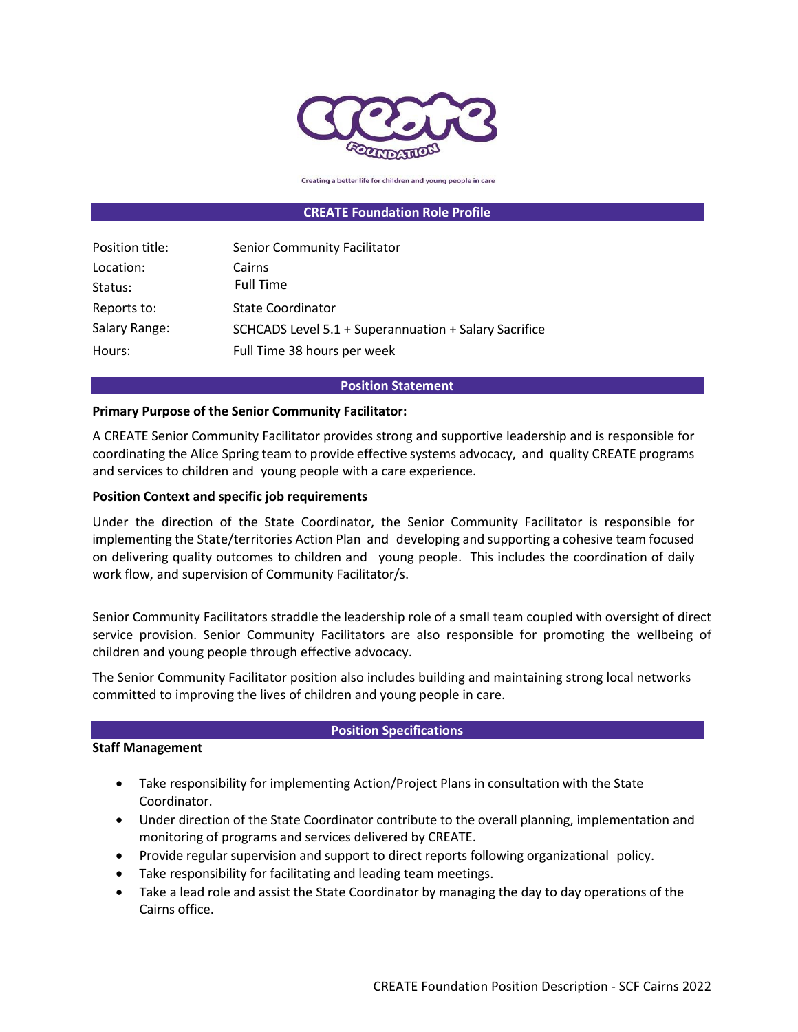Creating a better life for children and young people in care

## CREATE Foundation Role Profile

| | |
|---|---|
| Position title: | Senior Community Facilitator |
| Location: | Cairns |
| Status: | Full Time |
| Reports to: | State Coordinator |
| Salary Range: | SCHCADS Level 5.1 + Superannuation + Salary Sacrifice |
| Hours: | Full Time 38 hours per week |

## Position Statement

**Primary Purpose of the Senior Community Facilitator:**

A CREATE Senior Community Facilitator provides strong and supportive leadership and is responsible for coordinating the Alice Spring team to provide effective systems advocacy, and quality CREATE programs and services to children and young people with a care experience.

**Position Context and specific job requirements**

Under the direction of the State Coordinator, the Senior Community Facilitator is responsible for implementing the State/territories Action Plan and developing and supporting a cohesive team focused on delivering quality outcomes to children and young people. This includes the coordination of daily work flow, and supervision of Community Facilitator/s.

Senior Community Facilitators straddle the leadership role of a small team coupled with oversight of direct service provision. Senior Community Facilitators are also responsible for promoting the wellbeing of children and young people through effective advocacy.

The Senior Community Facilitator position also includes building and maintaining strong local networks committed to improving the lives of children and young people in care.

## Position Specifications

**Staff Management**

- Take responsibility for implementing Action/Project Plans in consultation with the State Coordinator.
- Under direction of the State Coordinator contribute to the overall planning, implementation and monitoring of programs and services delivered by CREATE.
- Provide regular supervision and support to direct reports following organizational policy.
- Take responsibility for facilitating and leading team meetings.
- Take a lead role and assist the State Coordinator by managing the day to day operations of the Cairns office.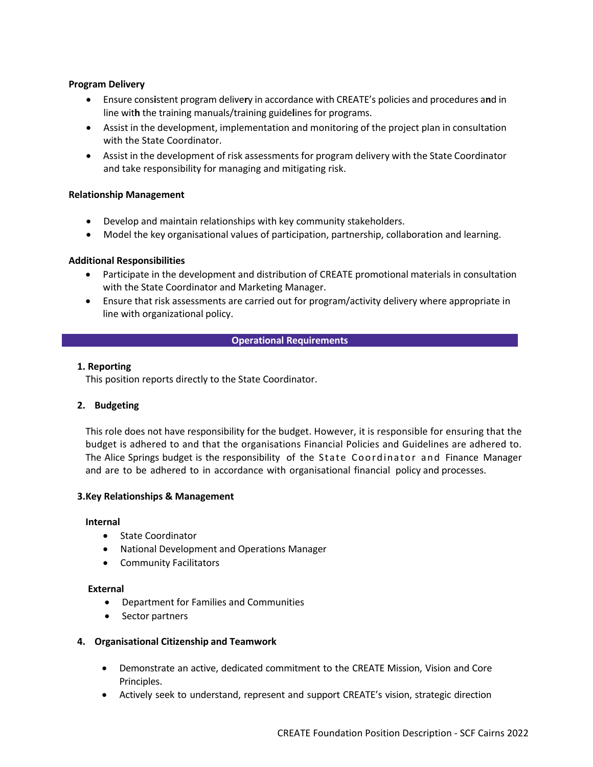**Program Delivery**

- Ensure consistent program delivery in accordance with CREATE's policies and procedures and in line with the training manuals/training guidelines for programs.
- Assist in the development, implementation and monitoring of the project plan in consultation with the State Coordinator.
- Assist in the development of risk assessments for program delivery with the State Coordinator and take responsibility for managing and mitigating risk.

**Relationship Management**

- Develop and maintain relationships with key community stakeholders.
- Model the key organisational values of participation, partnership, collaboration and learning.

**Additional Responsibilities**

- Participate in the development and distribution of CREATE promotional materials in consultation with the State Coordinator and Marketing Manager.
- Ensure that risk assessments are carried out for program/activity delivery where appropriate in line with organizational policy.

## Operational Requirements

**1. Reporting**

This position reports directly to the State Coordinator.

**2. Budgeting**

This role does not have responsibility for the budget. However, it is responsible for ensuring that the budget is adhered to and that the organisations Financial Policies and Guidelines are adhered to. The Alice Springs budget is the responsibility of the State Coordinator and Finance Manager and are to be adhered to in accordance with organisational financial policy and processes.

**3. Key Relationships & Management**

**Internal**

- State Coordinator
- National Development and Operations Manager
- Community Facilitators

**External**

- Department for Families and Communities
- Sector partners

**4. Organisational Citizenship and Teamwork**

- Demonstrate an active, dedicated commitment to the CREATE Mission, Vision and Core Principles.
- Actively seek to understand, represent and support CREATE's vision, strategic direction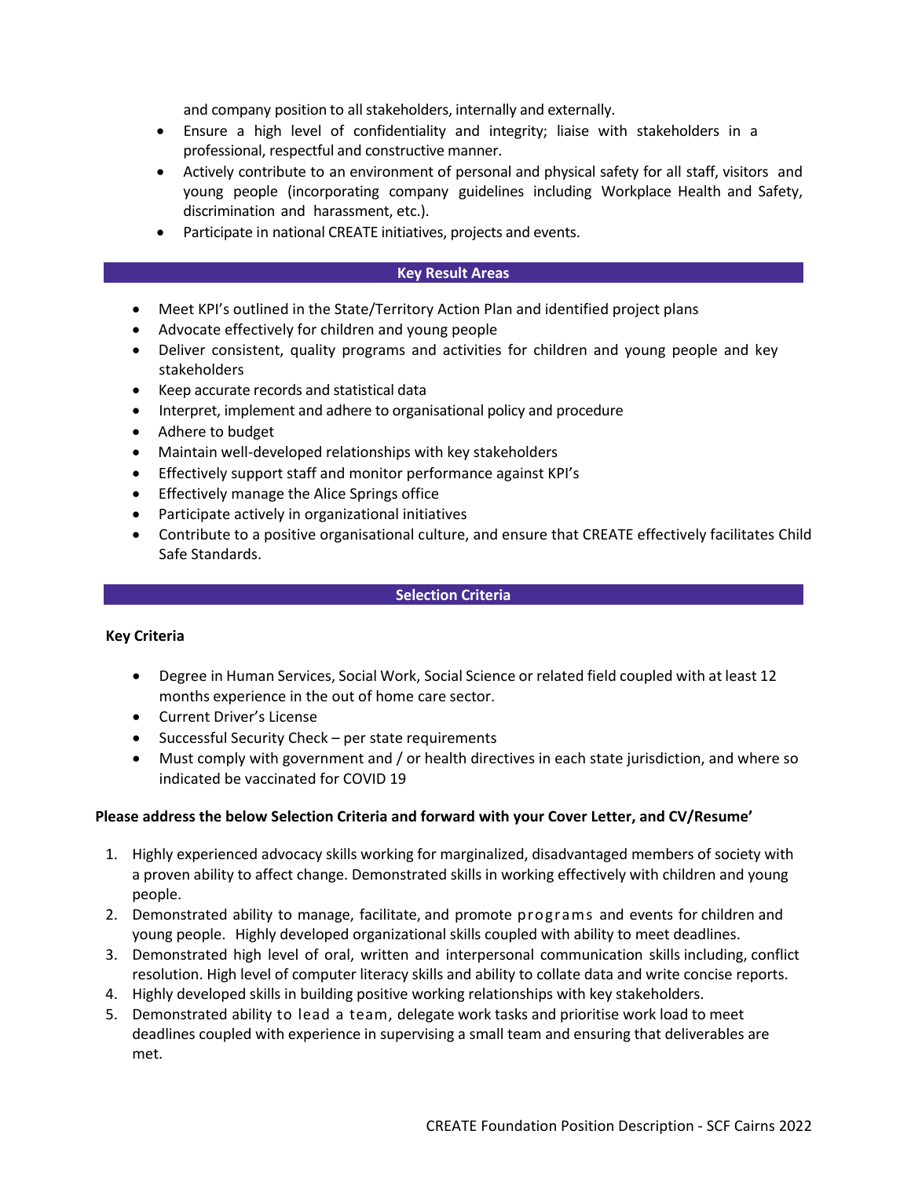and company position to all stakeholders, internally and externally.

- Ensure a high level of confidentiality and integrity; liaise with stakeholders in a professional, respectful and constructive manner.
- Actively contribute to an environment of personal and physical safety for all staff, visitors and young people (incorporating company guidelines including Workplace Health and Safety, discrimination and harassment, etc.).
- Participate in national CREATE initiatives, projects and events.

## Key Result Areas

- Meet KPI's outlined in the State/Territory Action Plan and identified project plans
- Advocate effectively for children and young people
- Deliver consistent, quality programs and activities for children and young people and key stakeholders
- Keep accurate records and statistical data
- Interpret, implement and adhere to organisational policy and procedure
- Adhere to budget
- Maintain well-developed relationships with key stakeholders
- Effectively support staff and monitor performance against KPI's
- Effectively manage the Alice Springs office
- Participate actively in organizational initiatives
- Contribute to a positive organisational culture, and ensure that CREATE effectively facilitates Child Safe Standards.

## Selection Criteria

**Key Criteria**

- Degree in Human Services, Social Work, Social Science or related field coupled with at least 12 months experience in the out of home care sector.
- Current Driver's License
- Successful Security Check – per state requirements
- Must comply with government and / or health directives in each state jurisdiction, and where so indicated be vaccinated for COVID 19

**Please address the below Selection Criteria and forward with your Cover Letter, and CV/Resume'**

1. Highly experienced advocacy skills working for marginalized, disadvantaged members of society with a proven ability to affect change. Demonstrated skills in working effectively with children and young people.
2. Demonstrated ability to manage, facilitate, and promote programs and events for children and young people. Highly developed organizational skills coupled with ability to meet deadlines.
3. Demonstrated high level of oral, written and interpersonal communication skills including, conflict resolution. High level of computer literacy skills and ability to collate data and write concise reports.
4. Highly developed skills in building positive working relationships with key stakeholders.
5. Demonstrated ability to lead a team, delegate work tasks and prioritise work load to meet deadlines coupled with experience in supervising a small team and ensuring that deliverables are met.